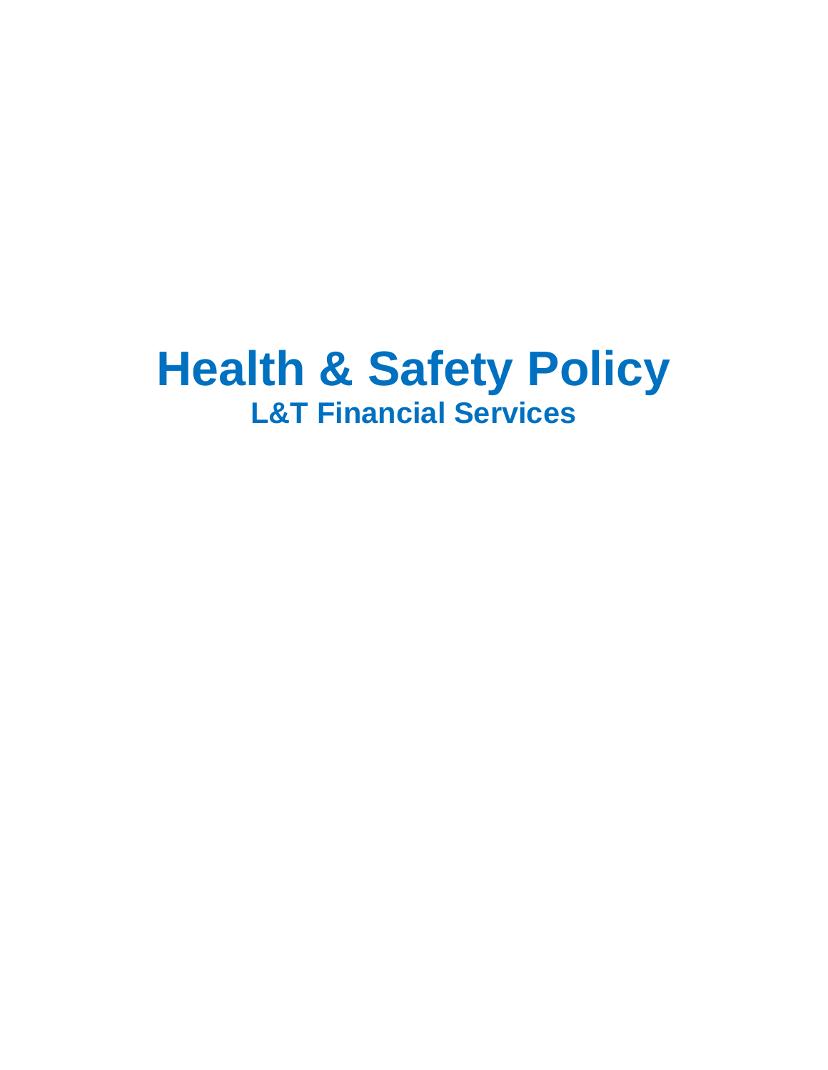# Health & Safety Policy

## L&T Financial Services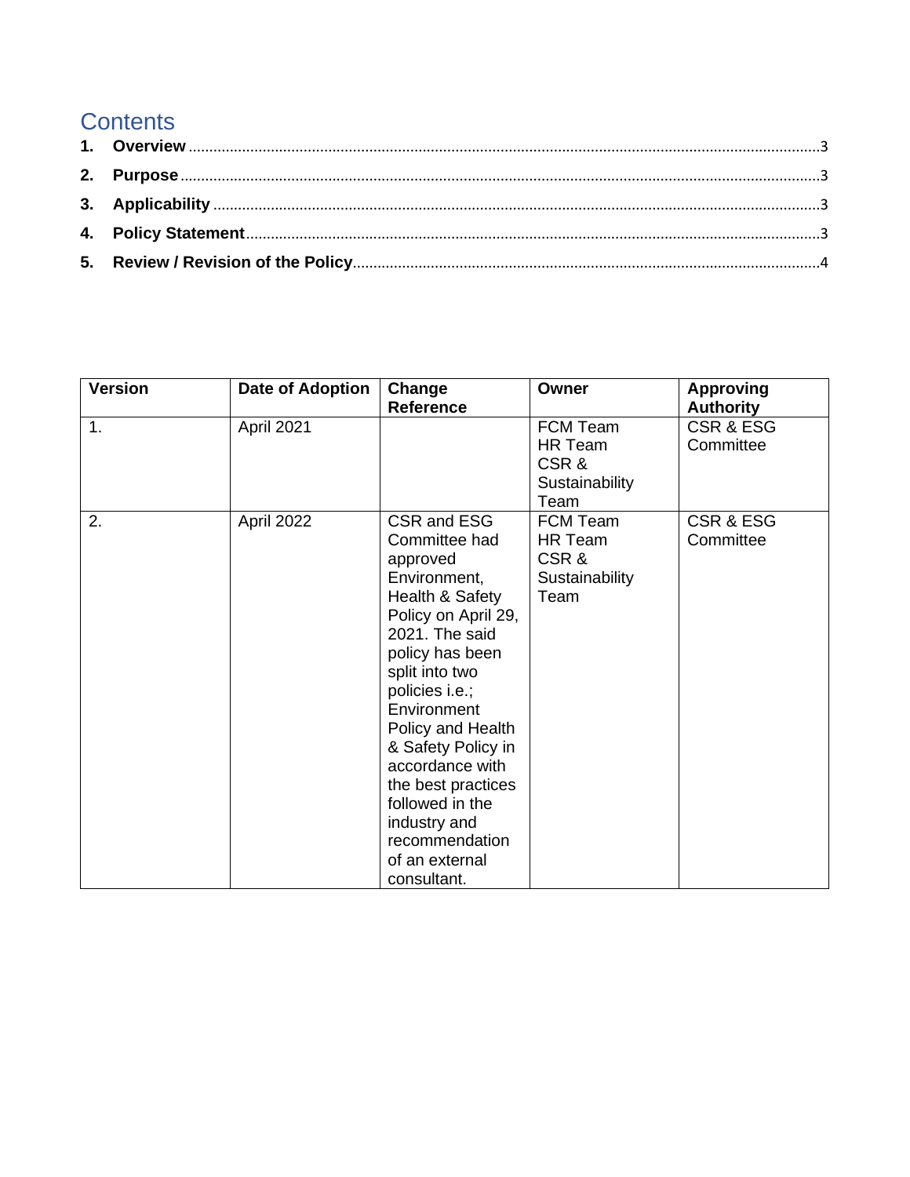# Contents

1. **Overview** ....................................................................................................................................3
2. **Purpose** ......................................................................................................................................3
3. **Applicability** ...............................................................................................................................3
4. **Policy Statement** ........................................................................................................................3
5. **Review / Revision of the Policy** ..................................................................................................4

| Version | Date of Adoption | Change Reference | Owner | Approving Authority |
|---|---|---|---|---|
| 1. | April 2021 | | FCM Team<br>HR Team<br>CSR & Sustainability Team | CSR & ESG Committee |
| 2. | April 2022 | CSR and ESG Committee had approved Environment, Health & Safety Policy on April 29, 2021. The said policy has been split into two policies i.e.; Environment Policy and Health & Safety Policy in accordance with the best practices followed in the industry and recommendation of an external consultant. | FCM Team<br>HR Team<br>CSR & Sustainability Team | CSR & ESG Committee |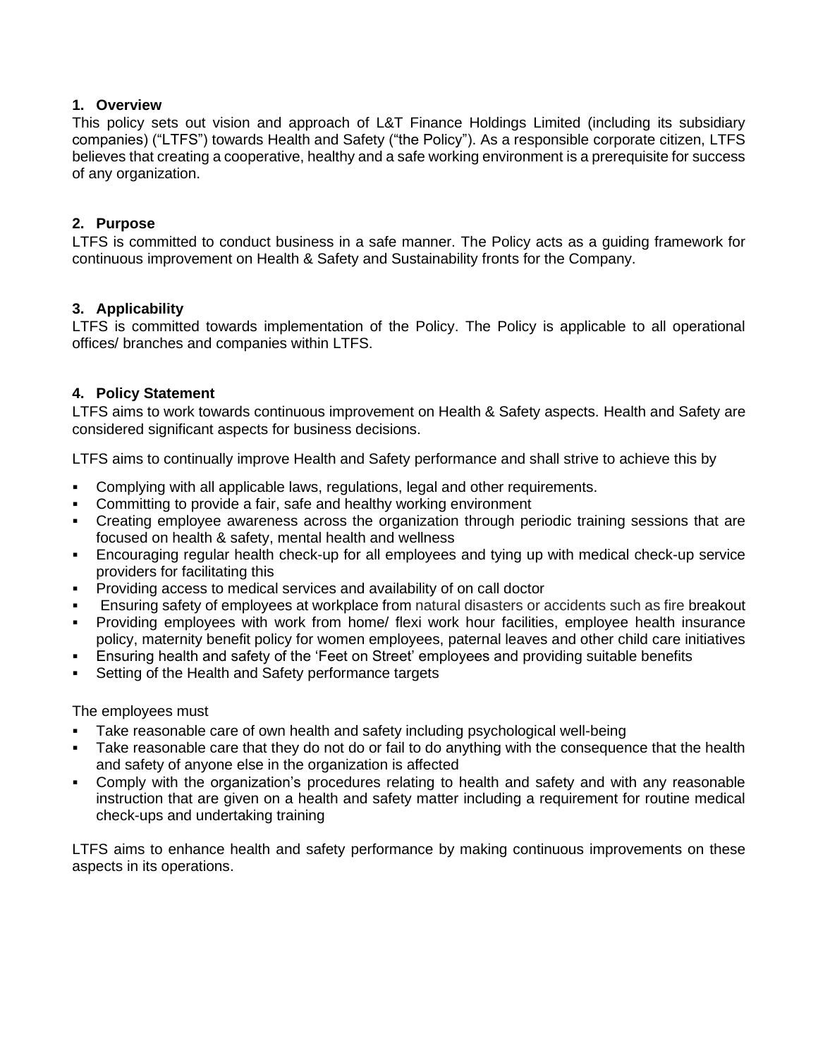## 1. Overview

This policy sets out vision and approach of L&T Finance Holdings Limited (including its subsidiary companies) ("LTFS") towards Health and Safety ("the Policy"). As a responsible corporate citizen, LTFS believes that creating a cooperative, healthy and a safe working environment is a prerequisite for success of any organization.

## 2. Purpose

LTFS is committed to conduct business in a safe manner. The Policy acts as a guiding framework for continuous improvement on Health & Safety and Sustainability fronts for the Company.

## 3. Applicability

LTFS is committed towards implementation of the Policy. The Policy is applicable to all operational offices/ branches and companies within LTFS.

## 4. Policy Statement

LTFS aims to work towards continuous improvement on Health & Safety aspects. Health and Safety are considered significant aspects for business decisions.

LTFS aims to continually improve Health and Safety performance and shall strive to achieve this by

- Complying with all applicable laws, regulations, legal and other requirements.
- Committing to provide a fair, safe and healthy working environment
- Creating employee awareness across the organization through periodic training sessions that are focused on health & safety, mental health and wellness
- Encouraging regular health check-up for all employees and tying up with medical check-up service providers for facilitating this
- Providing access to medical services and availability of on call doctor
- Ensuring safety of employees at workplace from natural disasters or accidents such as fire breakout
- Providing employees with work from home/ flexi work hour facilities, employee health insurance policy, maternity benefit policy for women employees, paternal leaves and other child care initiatives
- Ensuring health and safety of the 'Feet on Street' employees and providing suitable benefits
- Setting of the Health and Safety performance targets

The employees must

- Take reasonable care of own health and safety including psychological well-being
- Take reasonable care that they do not do or fail to do anything with the consequence that the health and safety of anyone else in the organization is affected
- Comply with the organization's procedures relating to health and safety and with any reasonable instruction that are given on a health and safety matter including a requirement for routine medical check-ups and undertaking training

LTFS aims to enhance health and safety performance by making continuous improvements on these aspects in its operations.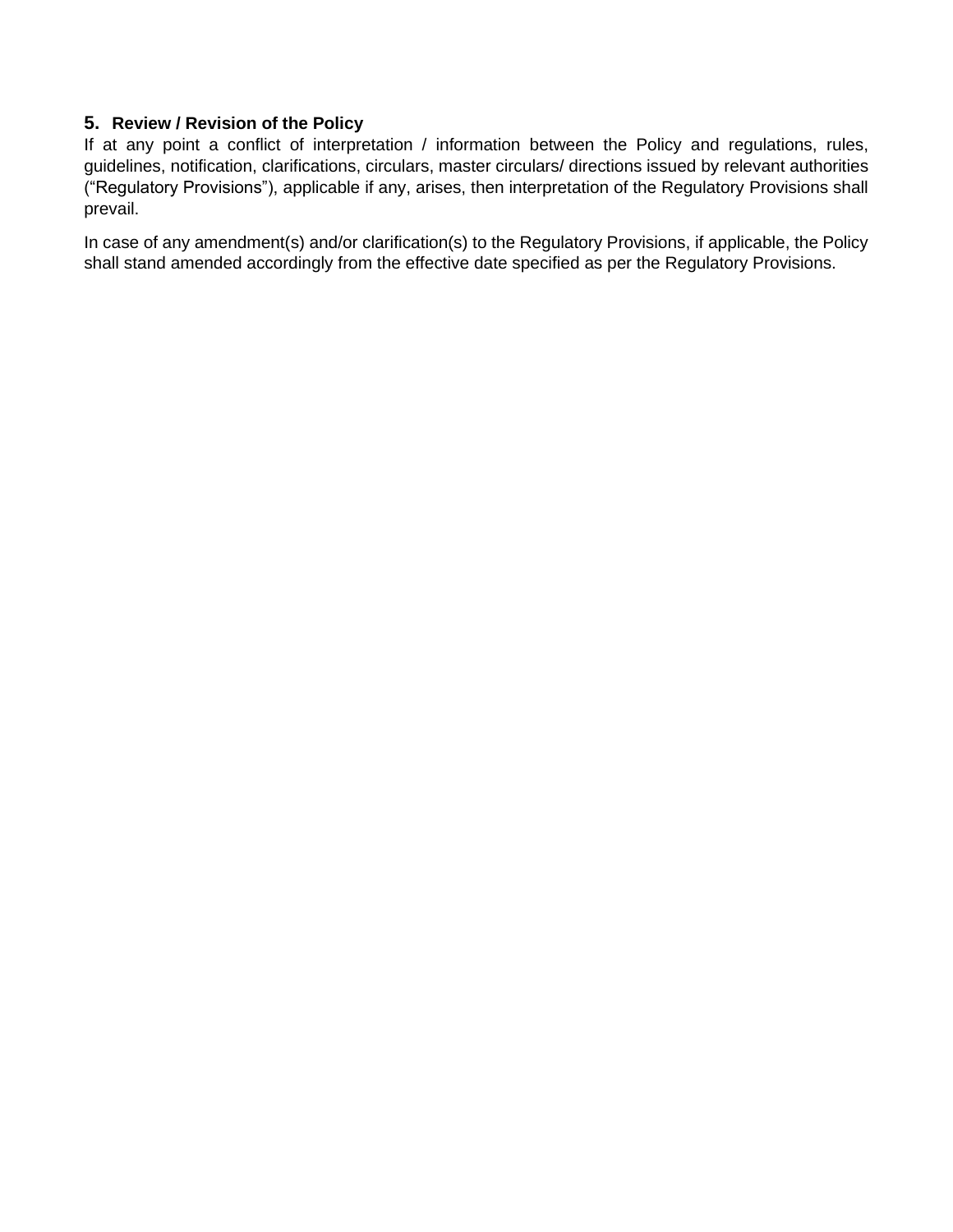## 5. Review / Revision of the Policy

If at any point a conflict of interpretation / information between the Policy and regulations, rules, guidelines, notification, clarifications, circulars, master circulars/ directions issued by relevant authorities (“Regulatory Provisions”), applicable if any, arises, then interpretation of the Regulatory Provisions shall prevail.

In case of any amendment(s) and/or clarification(s) to the Regulatory Provisions, if applicable, the Policy shall stand amended accordingly from the effective date specified as per the Regulatory Provisions.